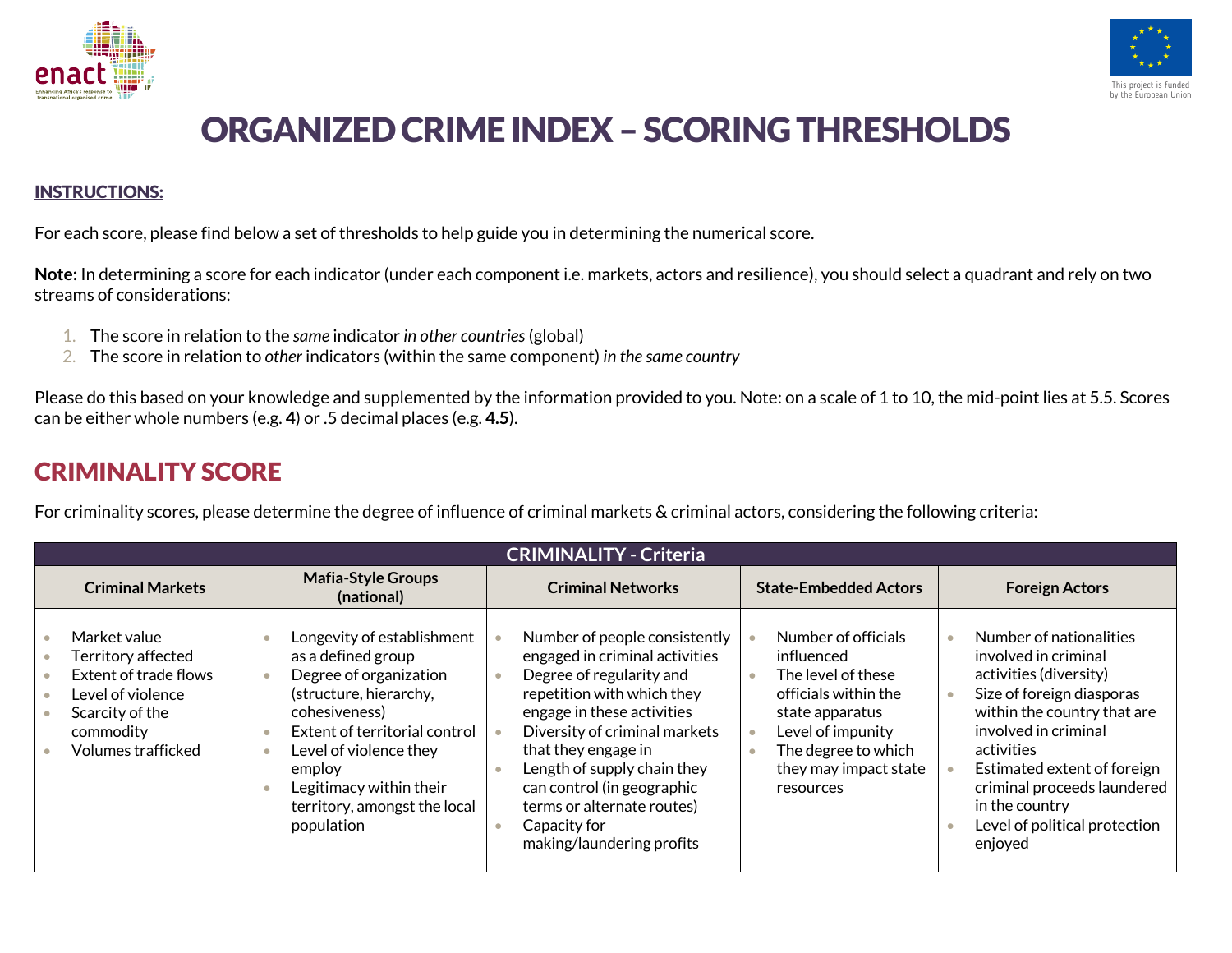# ORGANIZED CRIME INDEX – SCORING THRESHOLDS

**INSTRUCTIONS:**

For each score, please find below a set of thresholds to help guide you in determining the numerical score.

**Note:** In determining a score for each indicator (under each component i.e. markets, actors and resilience), you should select a quadrant and rely on two streams of considerations:

1. The score in relation to the *same* indicator *in other countries* (global)
2. The score in relation to *other* indicators (within the same component) *in the same country*

Please do this based on your knowledge and supplemented by the information provided to you. Note: on a scale of 1 to 10, the mid-point lies at 5.5. Scores can be either whole numbers (e.g. **4**) or .5 decimal places (e.g. **4.5**).

## CRIMINALITY SCORE

For criminality scores, please determine the degree of influence of criminal markets & criminal actors, considering the following criteria:

| CRIMINALITY - Criteria | | | | |
|---|---|---|---|---|
| **Criminal Markets** | **Mafia-Style Groups (national)** | **Criminal Networks** | **State-Embedded Actors** | **Foreign Actors** |
| • Market value<br>• Territory affected<br>• Extent of trade flows<br>• Level of violence<br>• Scarcity of the commodity<br>• Volumes trafficked | • Longevity of establishment as a defined group<br>• Degree of organization (structure, hierarchy, cohesiveness)<br>• Extent of territorial control<br>• Level of violence they employ<br>• Legitimacy within their territory, amongst the local population | • Number of people consistently engaged in criminal activities<br>• Degree of regularity and repetition with which they engage in these activities<br>• Diversity of criminal markets that they engage in<br>• Length of supply chain they can control (in geographic terms or alternate routes)<br>• Capacity for making/laundering profits | • Number of officials influenced<br>• The level of these officials within the state apparatus<br>• Level of impunity<br>• The degree to which they may impact state resources | • Number of nationalities involved in criminal activities (diversity)<br>• Size of foreign diasporas within the country that are involved in criminal activities<br>• Estimated extent of foreign criminal proceeds laundered in the country<br>• Level of political protection enjoyed |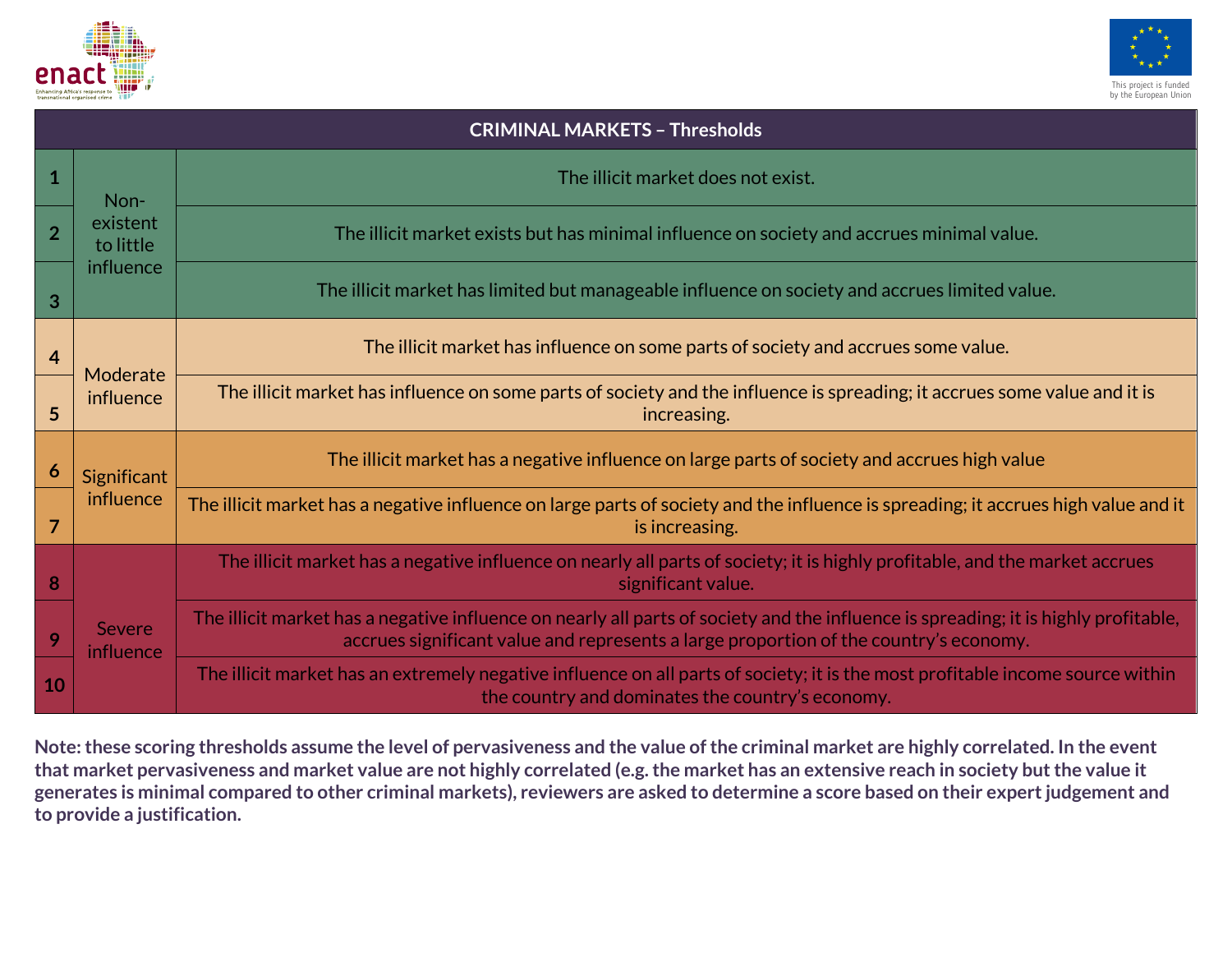| CRIMINAL MARKETS – Thresholds | | |
|---|---|---|
| 1 | Non-existent to little influence | The illicit market does not exist. |
| 2 | | The illicit market exists but has minimal influence on society and accrues minimal value. |
| 3 | | The illicit market has limited but manageable influence on society and accrues limited value. |
| 4 | Moderate influence | The illicit market has influence on some parts of society and accrues some value. |
| 5 | | The illicit market has influence on some parts of society and the influence is spreading; it accrues some value and it is increasing. |
| 6 | Significant influence | The illicit market has a negative influence on large parts of society and accrues high value |
| 7 | | The illicit market has a negative influence on large parts of society and the influence is spreading; it accrues high value and it is increasing. |
| 8 | Severe influence | The illicit market has a negative influence on nearly all parts of society; it is highly profitable, and the market accrues significant value. |
| 9 | | The illicit market has a negative influence on nearly all parts of society and the influence is spreading; it is highly profitable, accrues significant value and represents a large proportion of the country's economy. |
| 10 | | The illicit market has an extremely negative influence on all parts of society; it is the most profitable income source within the country and dominates the country's economy. |

**Note: these scoring thresholds assume the level of pervasiveness and the value of the criminal market are highly correlated. In the event that market pervasiveness and market value are not highly correlated (e.g. the market has an extensive reach in society but the value it generates is minimal compared to other criminal markets), reviewers are asked to determine a score based on their expert judgement and to provide a justification.**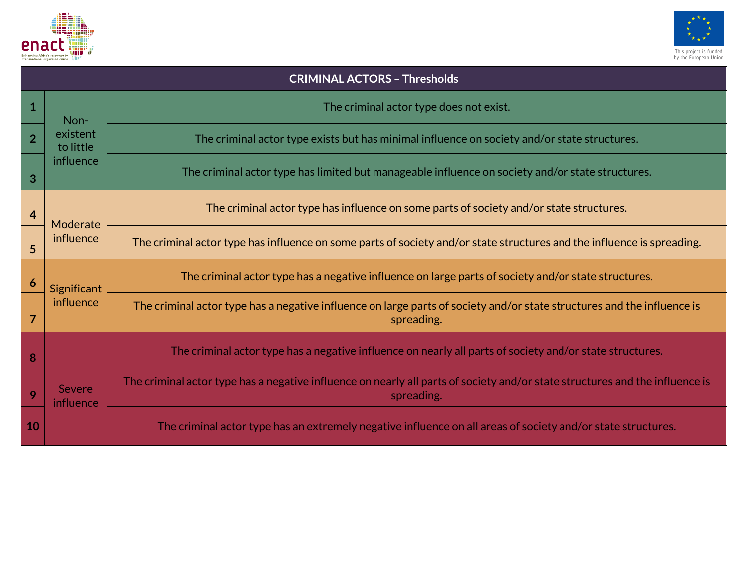| CRIMINAL ACTORS – Thresholds | | |
|---|---|---|
| 1 | Non-existent to little influence | The criminal actor type does not exist. |
| 2 | | The criminal actor type exists but has minimal influence on society and/or state structures. |
| 3 | | The criminal actor type has limited but manageable influence on society and/or state structures. |
| 4 | Moderate influence | The criminal actor type has influence on some parts of society and/or state structures. |
| 5 | | The criminal actor type has influence on some parts of society and/or state structures and the influence is spreading. |
| 6 | Significant influence | The criminal actor type has a negative influence on large parts of society and/or state structures. |
| 7 | | The criminal actor type has a negative influence on large parts of society and/or state structures and the influence is spreading. |
| 8 | Severe influence | The criminal actor type has a negative influence on nearly all parts of society and/or state structures. |
| 9 | | The criminal actor type has a negative influence on nearly all parts of society and/or state structures and the influence is spreading. |
| 10 | | The criminal actor type has an extremely negative influence on all areas of society and/or state structures. |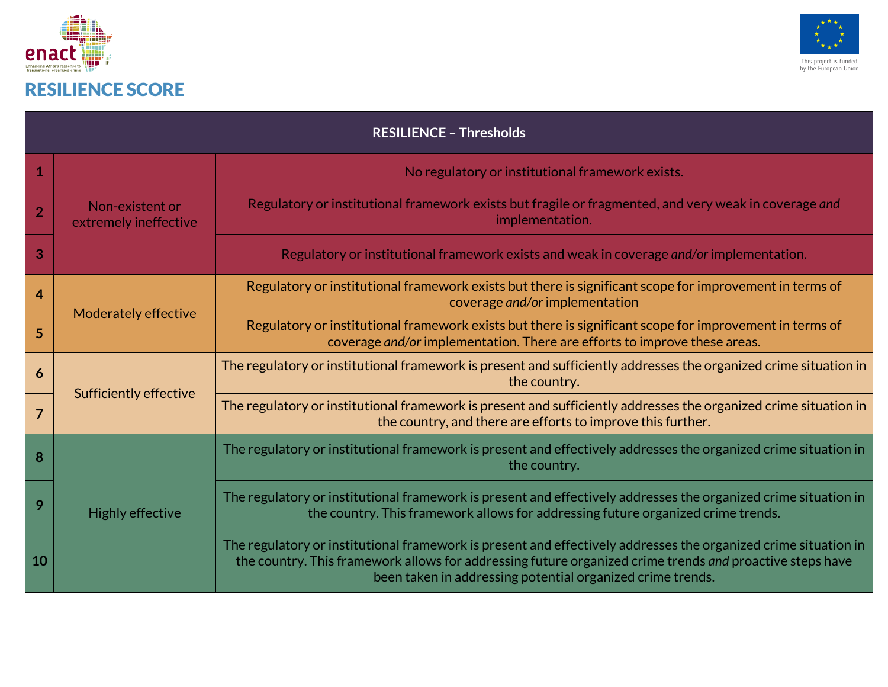# RESILIENCE SCORE

| RESILIENCE – Thresholds | | |
|---|---|---|
| 1 | Non-existent or extremely ineffective | No regulatory or institutional framework exists. |
| 2 | | Regulatory or institutional framework exists but fragile or fragmented, and very weak in coverage *and* implementation. |
| 3 | | Regulatory or institutional framework exists and weak in coverage *and/or* implementation. |
| 4 | Moderately effective | Regulatory or institutional framework exists but there is significant scope for improvement in terms of coverage *and/or* implementation |
| 5 | | Regulatory or institutional framework exists but there is significant scope for improvement in terms of coverage *and/or* implementation. There are efforts to improve these areas. |
| 6 | Sufficiently effective | The regulatory or institutional framework is present and sufficiently addresses the organized crime situation in the country. |
| 7 | | The regulatory or institutional framework is present and sufficiently addresses the organized crime situation in the country, and there are efforts to improve this further. |
| 8 | Highly effective | The regulatory or institutional framework is present and effectively addresses the organized crime situation in the country. |
| 9 | | The regulatory or institutional framework is present and effectively addresses the organized crime situation in the country. This framework allows for addressing future organized crime trends. |
| 10 | | The regulatory or institutional framework is present and effectively addresses the organized crime situation in the country. This framework allows for addressing future organized crime trends *and* proactive steps have been taken in addressing potential organized crime trends. |